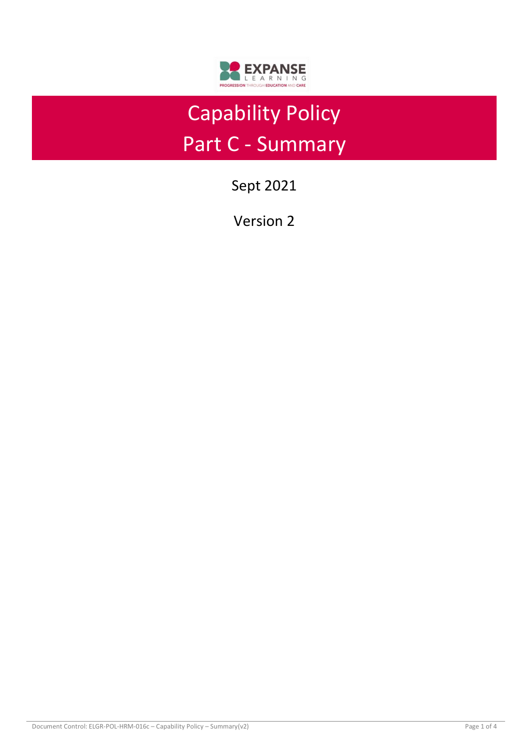# Capability Policy
# Part C - Summary

Sept 2021

Version 2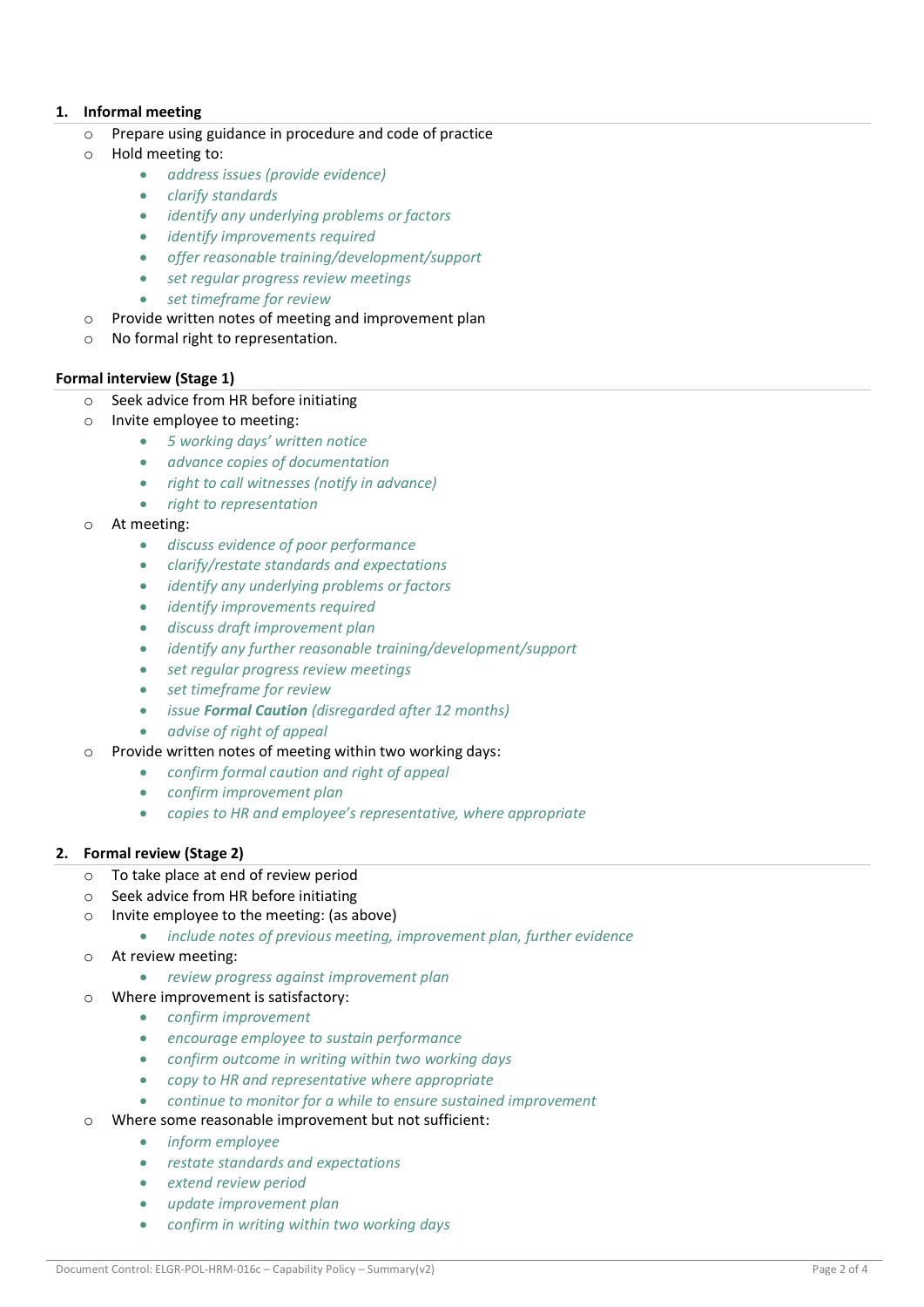### 1. Informal meeting

- Prepare using guidance in procedure and code of practice
- Hold meeting to:
    - *address issues (provide evidence)*
    - *clarify standards*
    - *identify any underlying problems or factors*
    - *identify improvements required*
    - *offer reasonable training/development/support*
    - *set regular progress review meetings*
    - *set timeframe for review*
- Provide written notes of meeting and improvement plan
- No formal right to representation.

### Formal interview (Stage 1)

- Seek advice from HR before initiating
- Invite employee to meeting:
    - *5 working days' written notice*
    - *advance copies of documentation*
    - *right to call witnesses (notify in advance)*
    - *right to representation*
- At meeting:
    - *discuss evidence of poor performance*
    - *clarify/restate standards and expectations*
    - *identify any underlying problems or factors*
    - *identify improvements required*
    - *discuss draft improvement plan*
    - *identify any further reasonable training/development/support*
    - *set regular progress review meetings*
    - *set timeframe for review*
    - *issue **Formal Caution** (disregarded after 12 months)*
    - *advise of right of appeal*
- Provide written notes of meeting within two working days:
    - *confirm formal caution and right of appeal*
    - *confirm improvement plan*
    - *copies to HR and employee's representative, where appropriate*

### 2. Formal review (Stage 2)

- To take place at end of review period
- Seek advice from HR before initiating
- Invite employee to the meeting: (as above)
    - *include notes of previous meeting, improvement plan, further evidence*
- At review meeting:
    - *review progress against improvement plan*
- Where improvement is satisfactory:
    - *confirm improvement*
    - *encourage employee to sustain performance*
    - *confirm outcome in writing within two working days*
    - *copy to HR and representative where appropriate*
    - *continue to monitor for a while to ensure sustained improvement*
- Where some reasonable improvement but not sufficient:
    - *inform employee*
    - *restate standards and expectations*
    - *extend review period*
    - *update improvement plan*
    - *confirm in writing within two working days*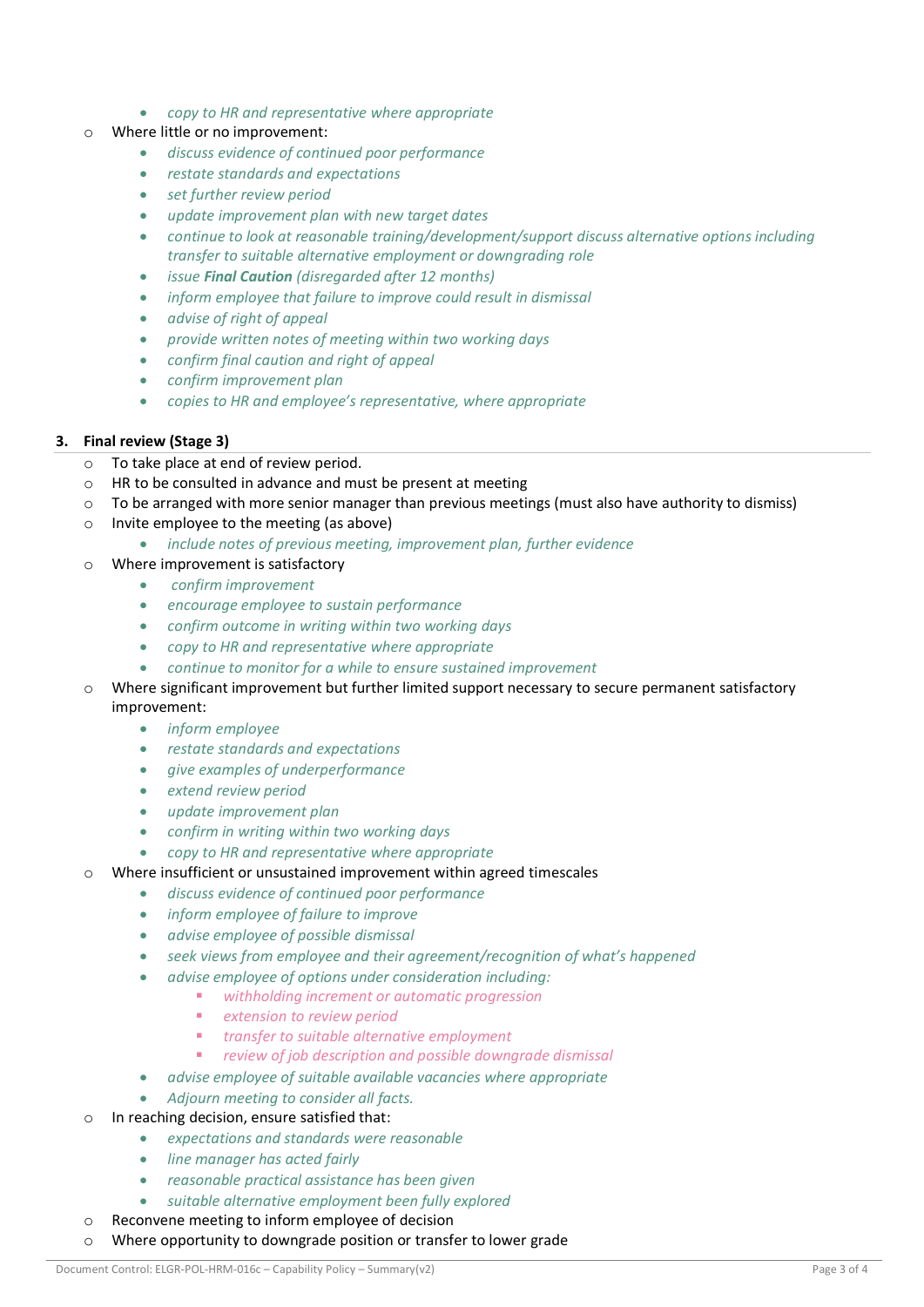- *copy to HR and representative where appropriate*
- Where little or no improvement:
    - *discuss evidence of continued poor performance*
    - *restate standards and expectations*
    - *set further review period*
    - *update improvement plan with new target dates*
    - *continue to look at reasonable training/development/support discuss alternative options including transfer to suitable alternative employment or downgrading role*
    - *issue **Final Caution** (disregarded after 12 months)*
    - *inform employee that failure to improve could result in dismissal*
    - *advise of right of appeal*
    - *provide written notes of meeting within two working days*
    - *confirm final caution and right of appeal*
    - *confirm improvement plan*
    - *copies to HR and employee's representative, where appropriate*

### 3. Final review (Stage 3)

- To take place at end of review period.
- HR to be consulted in advance and must be present at meeting
- To be arranged with more senior manager than previous meetings (must also have authority to dismiss)
- Invite employee to the meeting (as above)
    - *include notes of previous meeting, improvement plan, further evidence*
- Where improvement is satisfactory
    - *confirm improvement*
    - *encourage employee to sustain performance*
    - *confirm outcome in writing within two working days*
    - *copy to HR and representative where appropriate*
    - *continue to monitor for a while to ensure sustained improvement*
- Where significant improvement but further limited support necessary to secure permanent satisfactory improvement:
    - *inform employee*
    - *restate standards and expectations*
    - *give examples of underperformance*
    - *extend review period*
    - *update improvement plan*
    - *confirm in writing within two working days*
    - *copy to HR and representative where appropriate*
- Where insufficient or unsustained improvement within agreed timescales
    - *discuss evidence of continued poor performance*
    - *inform employee of failure to improve*
    - *advise employee of possible dismissal*
    - *seek views from employee and their agreement/recognition of what's happened*
    - *advise employee of options under consideration including:*
        - *withholding increment or automatic progression*
        - *extension to review period*
        - *transfer to suitable alternative employment*
        - *review of job description and possible downgrade dismissal*
    - *advise employee of suitable available vacancies where appropriate*
    - *Adjourn meeting to consider all facts.*
- In reaching decision, ensure satisfied that:
    - *expectations and standards were reasonable*
    - *line manager has acted fairly*
    - *reasonable practical assistance has been given*
    - *suitable alternative employment been fully explored*
- Reconvene meeting to inform employee of decision
- Where opportunity to downgrade position or transfer to lower grade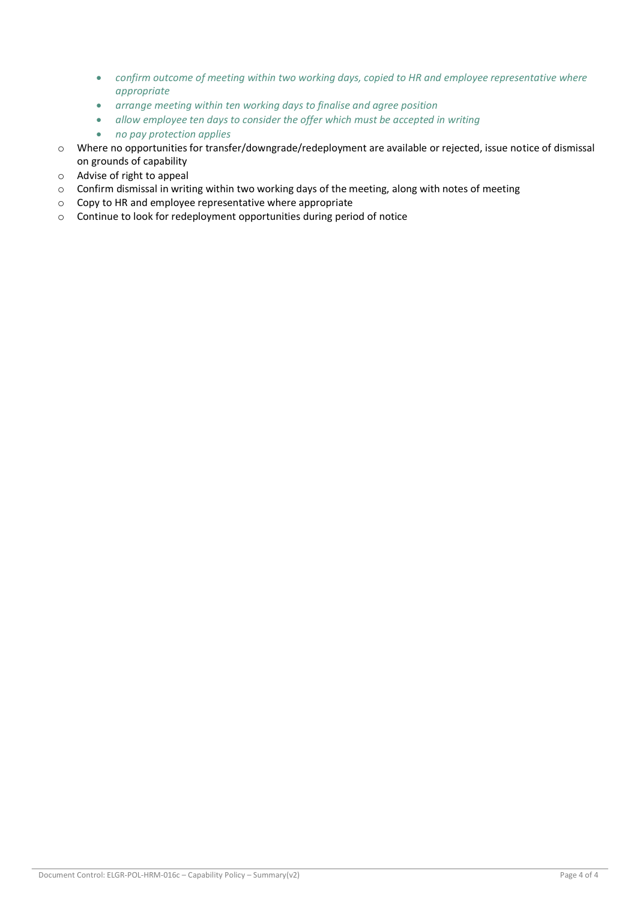- *confirm outcome of meeting within two working days, copied to HR and employee representative where appropriate*
  - *arrange meeting within ten working days to finalise and agree position*
  - *allow employee ten days to consider the offer which must be accepted in writing*
  - *no pay protection applies*
- Where no opportunities for transfer/downgrade/redeployment are available or rejected, issue notice of dismissal on grounds of capability
- Advise of right to appeal
- Confirm dismissal in writing within two working days of the meeting, along with notes of meeting
- Copy to HR and employee representative where appropriate
- Continue to look for redeployment opportunities during period of notice